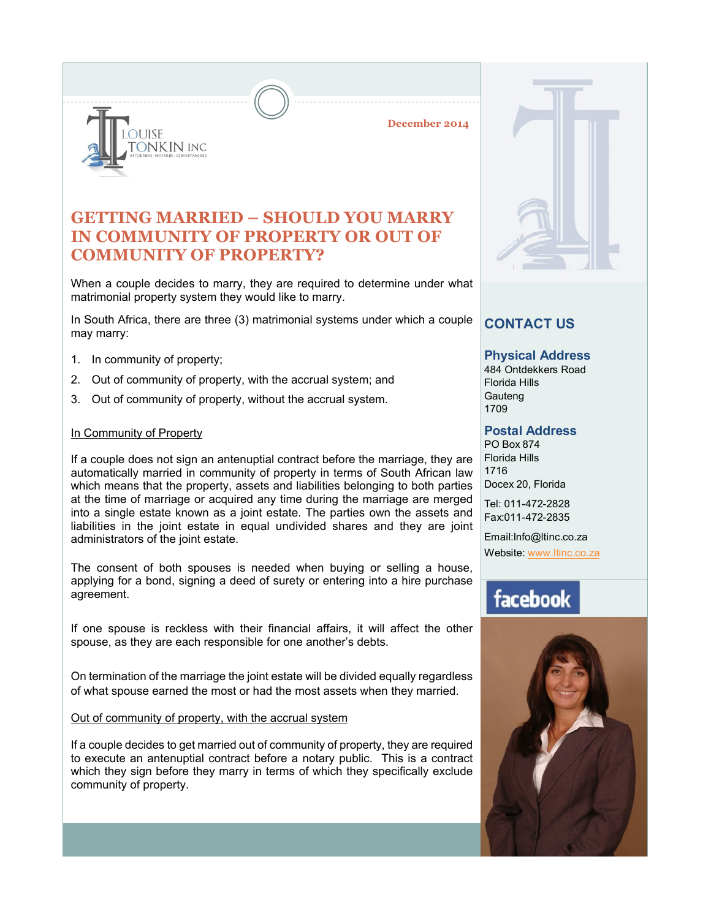LOUISE TONKIN INC

ATTORNEYS · NOTARIES · CONVEYANCERS

December 2014

# GETTING MARRIED – SHOULD YOU MARRY IN COMMUNITY OF PROPERTY OR OUT OF COMMUNITY OF PROPERTY?

When a couple decides to marry, they are required to determine under what matrimonial property system they would like to marry.

In South Africa, there are three (3) matrimonial systems under which a couple may marry:

1. In community of property;
2. Out of community of property, with the accrual system; and
3. Out of community of property, without the accrual system.

## In Community of Property

If a couple does not sign an antenuptial contract before the marriage, they are automatically married in community of property in terms of South African law which means that the property, assets and liabilities belonging to both parties at the time of marriage or acquired any time during the marriage are merged into a single estate known as a joint estate. The parties own the assets and liabilities in the joint estate in equal undivided shares and they are joint administrators of the joint estate.

The consent of both spouses is needed when buying or selling a house, applying for a bond, signing a deed of surety or entering into a hire purchase agreement.

If one spouse is reckless with their financial affairs, it will affect the other spouse, as they are each responsible for one another's debts.

On termination of the marriage the joint estate will be divided equally regardless of what spouse earned the most or had the most assets when they married.

## Out of community of property, with the accrual system

If a couple decides to get married out of community of property, they are required to execute an antenuptial contract before a notary public. This is a contract which they sign before they marry in terms of which they specifically exclude community of property.

## CONTACT US

### Physical Address

484 Ontdekkers Road
Florida Hills
Gauteng
1709

### Postal Address

PO Box 874
Florida Hills
1716
Docex 20, Florida

Tel: 011-472-2828
Fax:011-472-2835

Email:Info@ltinc.co.za
Website: www.ltinc.co.za

facebook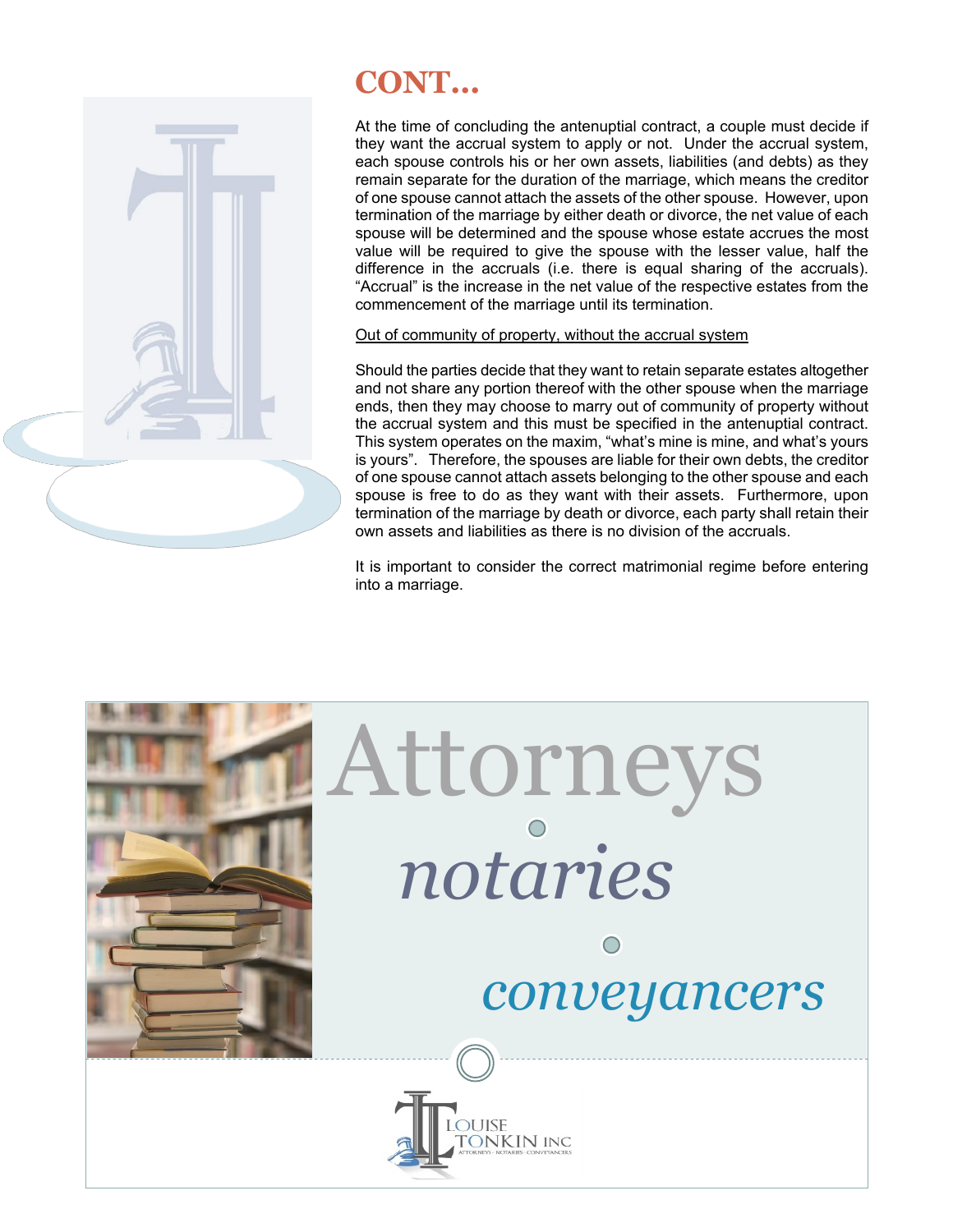# CONT…

At the time of concluding the antenuptial contract, a couple must decide if they want the accrual system to apply or not. Under the accrual system, each spouse controls his or her own assets, liabilities (and debts) as they remain separate for the duration of the marriage, which means the creditor of one spouse cannot attach the assets of the other spouse. However, upon termination of the marriage by either death or divorce, the net value of each spouse will be determined and the spouse whose estate accrues the most value will be required to give the spouse with the lesser value, half the difference in the accruals (i.e. there is equal sharing of the accruals). “Accrual” is the increase in the net value of the respective estates from the commencement of the marriage until its termination.

Out of community of property, without the accrual system

Should the parties decide that they want to retain separate estates altogether and not share any portion thereof with the other spouse when the marriage ends, then they may choose to marry out of community of property without the accrual system and this must be specified in the antenuptial contract. This system operates on the maxim, “what’s mine is mine, and what’s yours is yours”. Therefore, the spouses are liable for their own debts, the creditor of one spouse cannot attach assets belonging to the other spouse and each spouse is free to do as they want with their assets. Furthermore, upon termination of the marriage by death or divorce, each party shall retain their own assets and liabilities as there is no division of the accruals.

It is important to consider the correct matrimonial regime before entering into a marriage.

Attorneys

*notaries*

*conveyancers*

LOUISE TONKIN INC
ATTORNEYS · NOTARIES · CONVEYANCERS